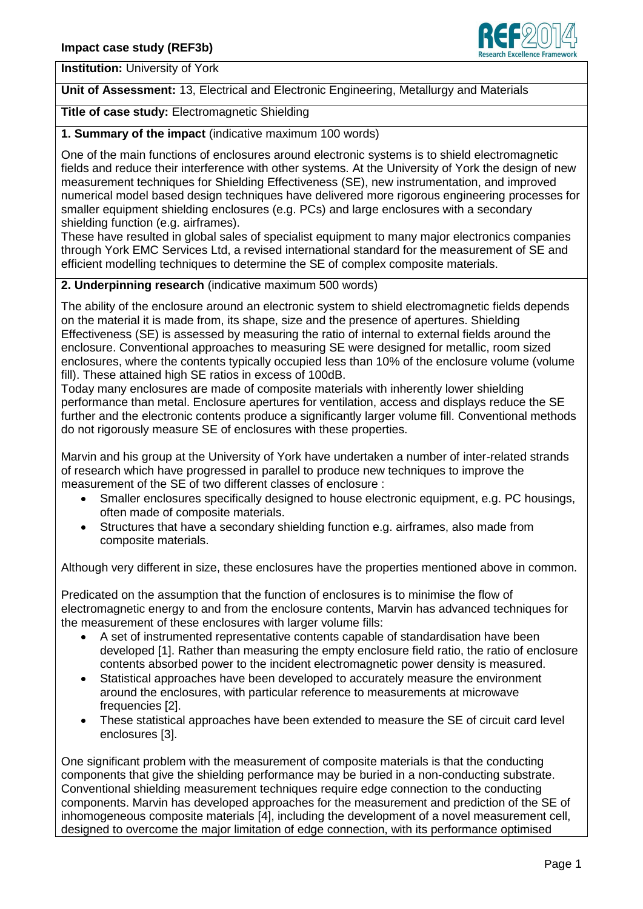**Impact case study (REF3b)**

**Institution:** University of York

**Unit of Assessment:** 13, Electrical and Electronic Engineering, Metallurgy and Materials

**Title of case study:** Electromagnetic Shielding

**1. Summary of the impact** (indicative maximum 100 words)

One of the main functions of enclosures around electronic systems is to shield electromagnetic fields and reduce their interference with other systems. At the University of York the design of new measurement techniques for Shielding Effectiveness (SE), new instrumentation, and improved numerical model based design techniques have delivered more rigorous engineering processes for smaller equipment shielding enclosures (e.g. PCs) and large enclosures with a secondary shielding function (e.g. airframes).

These have resulted in global sales of specialist equipment to many major electronics companies through York EMC Services Ltd, a revised international standard for the measurement of SE and efficient modelling techniques to determine the SE of complex composite materials.

**2. Underpinning research** (indicative maximum 500 words)

The ability of the enclosure around an electronic system to shield electromagnetic fields depends on the material it is made from, its shape, size and the presence of apertures. Shielding Effectiveness (SE) is assessed by measuring the ratio of internal to external fields around the enclosure. Conventional approaches to measuring SE were designed for metallic, room sized enclosures, where the contents typically occupied less than 10% of the enclosure volume (volume fill). These attained high SE ratios in excess of 100dB.

Today many enclosures are made of composite materials with inherently lower shielding performance than metal. Enclosure apertures for ventilation, access and displays reduce the SE further and the electronic contents produce a significantly larger volume fill. Conventional methods do not rigorously measure SE of enclosures with these properties.

Marvin and his group at the University of York have undertaken a number of inter-related strands of research which have progressed in parallel to produce new techniques to improve the measurement of the SE of two different classes of enclosure :

- Smaller enclosures specifically designed to house electronic equipment, e.g. PC housings, often made of composite materials.
- Structures that have a secondary shielding function e.g. airframes, also made from composite materials.

Although very different in size, these enclosures have the properties mentioned above in common.

Predicated on the assumption that the function of enclosures is to minimise the flow of electromagnetic energy to and from the enclosure contents, Marvin has advanced techniques for the measurement of these enclosures with larger volume fills:

- A set of instrumented representative contents capable of standardisation have been developed [1]. Rather than measuring the empty enclosure field ratio, the ratio of enclosure contents absorbed power to the incident electromagnetic power density is measured.
- Statistical approaches have been developed to accurately measure the environment around the enclosures, with particular reference to measurements at microwave frequencies [2].
- These statistical approaches have been extended to measure the SE of circuit card level enclosures [3].

One significant problem with the measurement of composite materials is that the conducting components that give the shielding performance may be buried in a non-conducting substrate. Conventional shielding measurement techniques require edge connection to the conducting components. Marvin has developed approaches for the measurement and prediction of the SE of inhomogeneous composite materials [4], including the development of a novel measurement cell, designed to overcome the major limitation of edge connection, with its performance optimised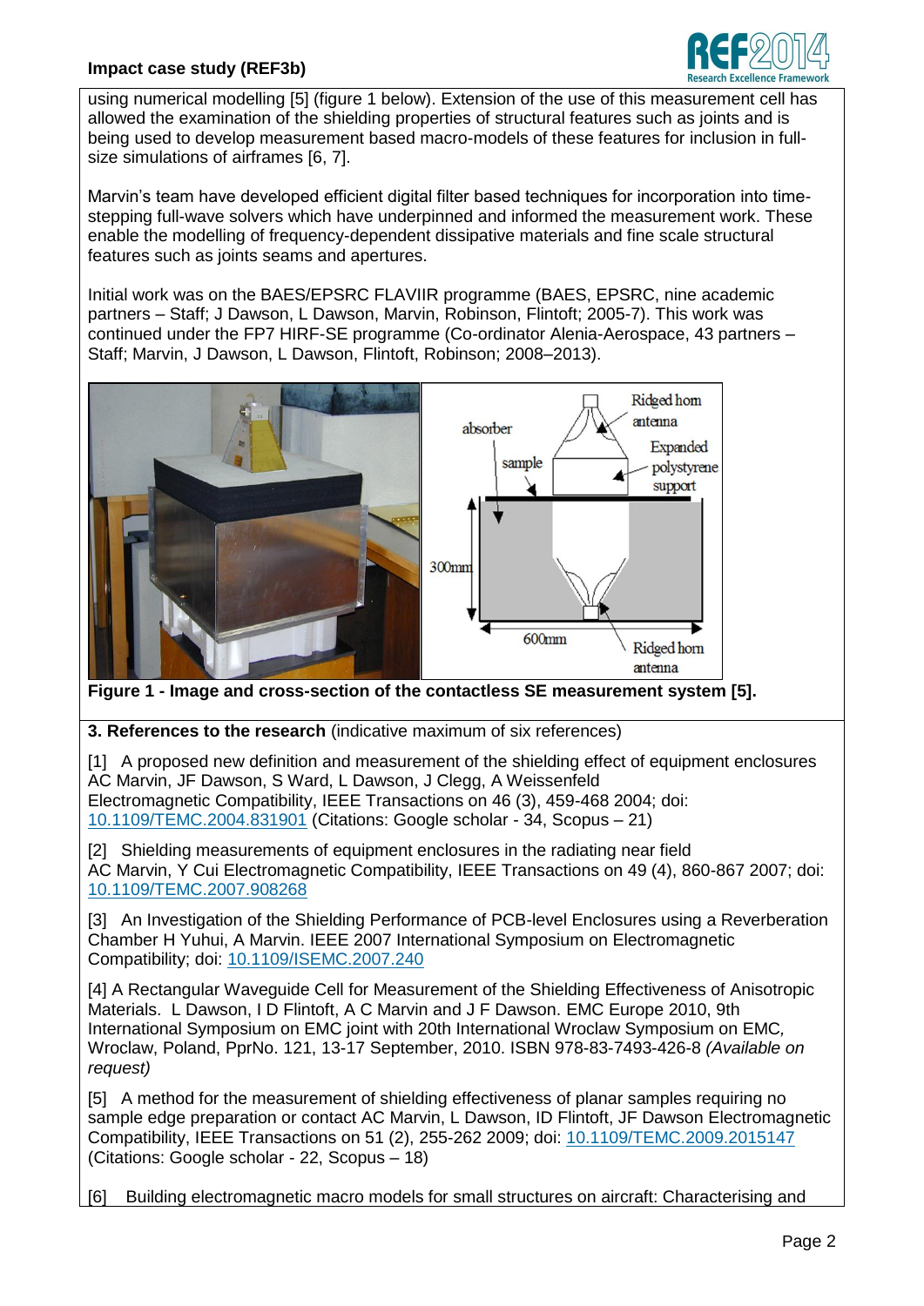using numerical modelling [5] (figure 1 below). Extension of the use of this measurement cell has allowed the examination of the shielding properties of structural features such as joints and is being used to develop measurement based macro-models of these features for inclusion in full-size simulations of airframes [6, 7].

Marvin's team have developed efficient digital filter based techniques for incorporation into time-stepping full-wave solvers which have underpinned and informed the measurement work. These enable the modelling of frequency-dependent dissipative materials and fine scale structural features such as joints seams and apertures.

Initial work was on the BAES/EPSRC FLAVIIR programme (BAES, EPSRC, nine academic partners – Staff; J Dawson, L Dawson, Marvin, Robinson, Flintoft; 2005-7). This work was continued under the FP7 HIRF-SE programme (Co-ordinator Alenia-Aerospace, 43 partners – Staff; Marvin, J Dawson, L Dawson, Flintoft, Robinson; 2008–2013).

**Figure 1 - Image and cross-section of the contactless SE measurement system [5].**

**3. References to the research** (indicative maximum of six references)

[1] A proposed new definition and measurement of the shielding effect of equipment enclosures
AC Marvin, JF Dawson, S Ward, L Dawson, J Clegg, A Weissenfeld
Electromagnetic Compatibility, IEEE Transactions on 46 (3), 459-468 2004; doi: 10.1109/TEMC.2004.831901 (Citations: Google scholar - 34, Scopus – 21)

[2] Shielding measurements of equipment enclosures in the radiating near field
AC Marvin, Y Cui Electromagnetic Compatibility, IEEE Transactions on 49 (4), 860-867 2007; doi: 10.1109/TEMC.2007.908268

[3] An Investigation of the Shielding Performance of PCB-level Enclosures using a Reverberation Chamber H Yuhui, A Marvin. IEEE 2007 International Symposium on Electromagnetic Compatibility; doi: 10.1109/ISEMC.2007.240

[4] A Rectangular Waveguide Cell for Measurement of the Shielding Effectiveness of Anisotropic Materials. L Dawson, I D Flintoft, A C Marvin and J F Dawson. EMC Europe 2010, 9th International Symposium on EMC joint with 20th International Wroclaw Symposium on EMC*,* Wroclaw, Poland, PprNo. 121, 13-17 September, 2010. ISBN 978-83-7493-426-8 *(Available on request)*

[5] A method for the measurement of shielding effectiveness of planar samples requiring no sample edge preparation or contact AC Marvin, L Dawson, ID Flintoft, JF Dawson Electromagnetic Compatibility, IEEE Transactions on 51 (2), 255-262 2009; doi: 10.1109/TEMC.2009.2015147 (Citations: Google scholar - 22, Scopus – 18)

[6] Building electromagnetic macro models for small structures on aircraft: Characterising and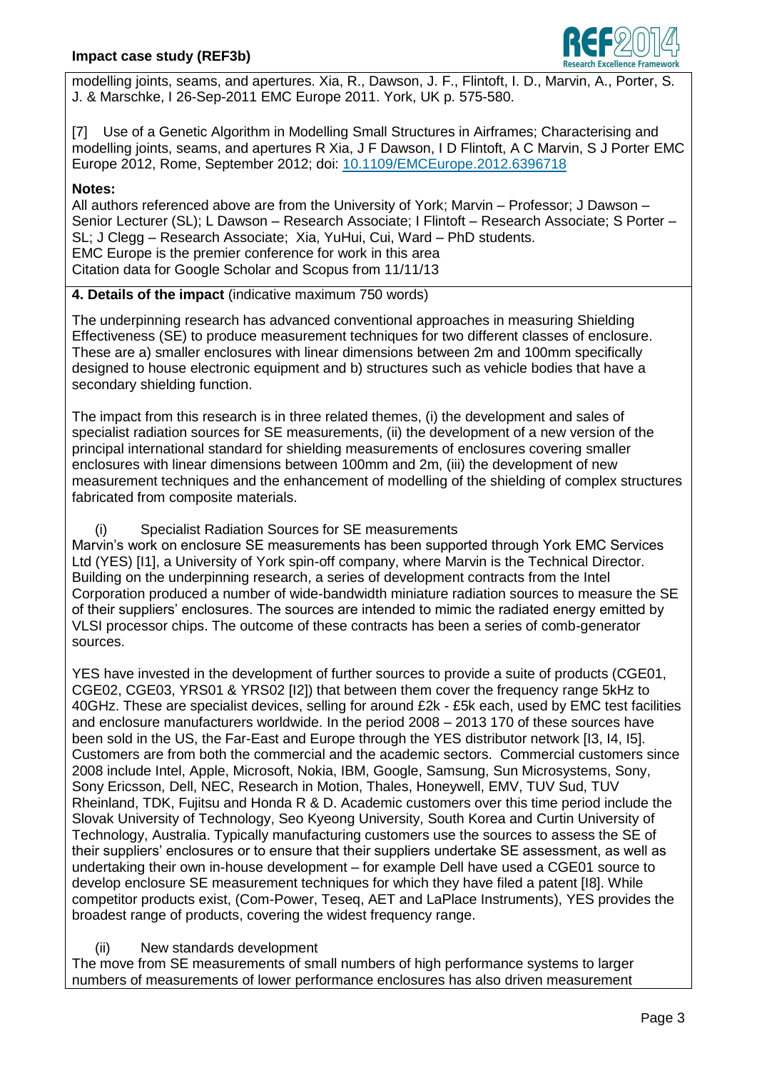modelling joints, seams, and apertures. Xia, R., Dawson, J. F., Flintoft, I. D., Marvin, A., Porter, S. J. & Marschke, I 26-Sep-2011 EMC Europe 2011. York, UK p. 575-580.

[7] Use of a Genetic Algorithm in Modelling Small Structures in Airframes; Characterising and modelling joints, seams, and apertures R Xia, J F Dawson, I D Flintoft, A C Marvin, S J Porter EMC Europe 2012, Rome, September 2012; doi: 10.1109/EMCEurope.2012.6396718

**Notes:**

All authors referenced above are from the University of York; Marvin – Professor; J Dawson – Senior Lecturer (SL); L Dawson – Research Associate; I Flintoft – Research Associate; S Porter – SL; J Clegg – Research Associate; Xia, YuHui, Cui, Ward – PhD students.
EMC Europe is the premier conference for work in this area
Citation data for Google Scholar and Scopus from 11/11/13

## 4. Details of the impact (indicative maximum 750 words)

The underpinning research has advanced conventional approaches in measuring Shielding Effectiveness (SE) to produce measurement techniques for two different classes of enclosure. These are a) smaller enclosures with linear dimensions between 2m and 100mm specifically designed to house electronic equipment and b) structures such as vehicle bodies that have a secondary shielding function.

The impact from this research is in three related themes, (i) the development and sales of specialist radiation sources for SE measurements, (ii) the development of a new version of the principal international standard for shielding measurements of enclosures covering smaller enclosures with linear dimensions between 100mm and 2m, (iii) the development of new measurement techniques and the enhancement of modelling of the shielding of complex structures fabricated from composite materials.

(i) Specialist Radiation Sources for SE measurements

Marvin's work on enclosure SE measurements has been supported through York EMC Services Ltd (YES) [I1], a University of York spin-off company, where Marvin is the Technical Director. Building on the underpinning research, a series of development contracts from the Intel Corporation produced a number of wide-bandwidth miniature radiation sources to measure the SE of their suppliers' enclosures. The sources are intended to mimic the radiated energy emitted by VLSI processor chips. The outcome of these contracts has been a series of comb-generator sources.

YES have invested in the development of further sources to provide a suite of products (CGE01, CGE02, CGE03, YRS01 & YRS02 [I2]) that between them cover the frequency range 5kHz to 40GHz. These are specialist devices, selling for around £2k - £5k each, used by EMC test facilities and enclosure manufacturers worldwide. In the period 2008 – 2013 170 of these sources have been sold in the US, the Far-East and Europe through the YES distributor network [I3, I4, I5]. Customers are from both the commercial and the academic sectors. Commercial customers since 2008 include Intel, Apple, Microsoft, Nokia, IBM, Google, Samsung, Sun Microsystems, Sony, Sony Ericsson, Dell, NEC, Research in Motion, Thales, Honeywell, EMV, TUV Sud, TUV Rheinland, TDK, Fujitsu and Honda R & D. Academic customers over this time period include the Slovak University of Technology, Seo Kyeong University, South Korea and Curtin University of Technology, Australia. Typically manufacturing customers use the sources to assess the SE of their suppliers' enclosures or to ensure that their suppliers undertake SE assessment, as well as undertaking their own in-house development – for example Dell have used a CGE01 source to develop enclosure SE measurement techniques for which they have filed a patent [I8]. While competitor products exist, (Com-Power, Teseq, AET and LaPlace Instruments), YES provides the broadest range of products, covering the widest frequency range.

(ii) New standards development

The move from SE measurements of small numbers of high performance systems to larger numbers of measurements of lower performance enclosures has also driven measurement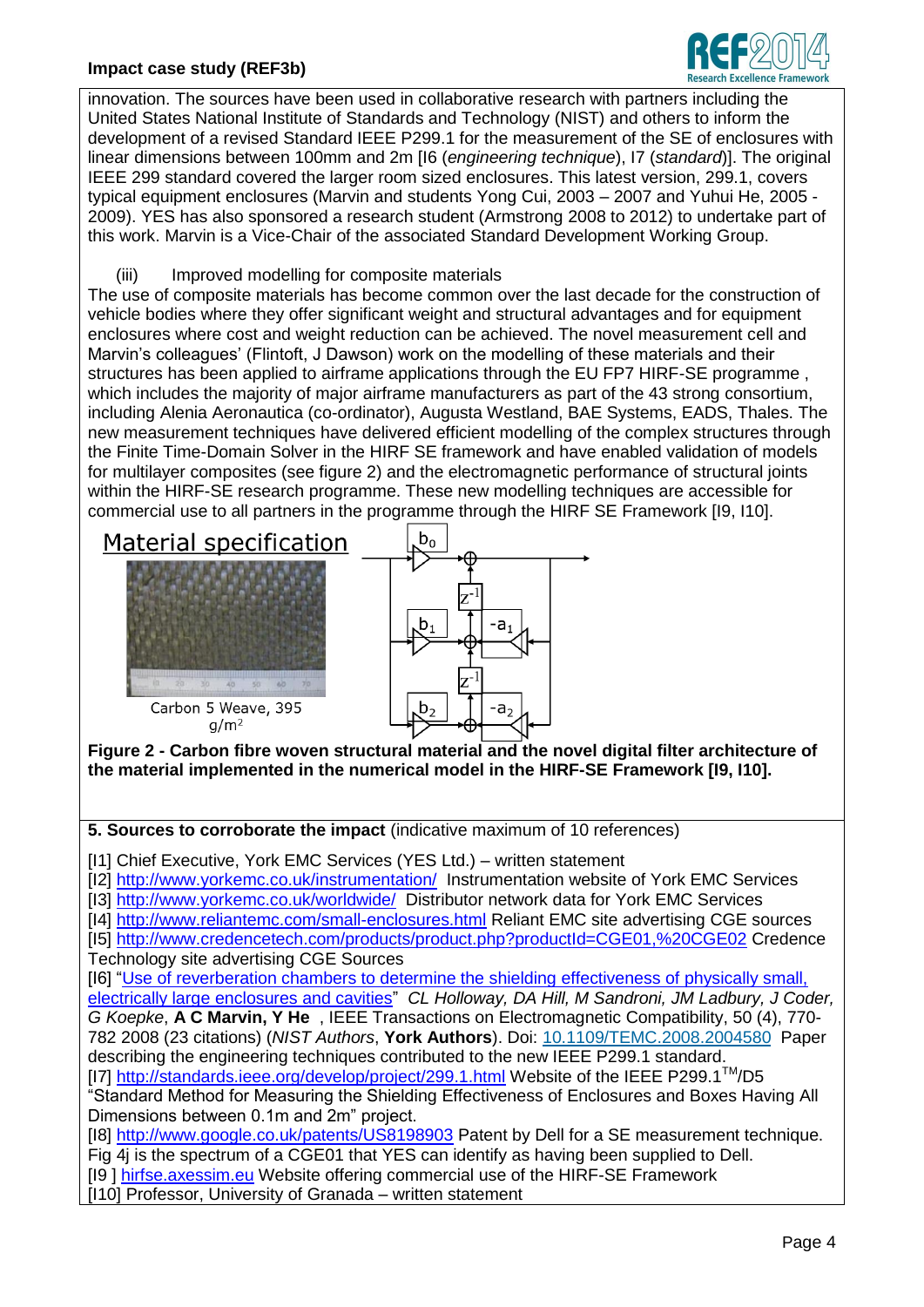innovation. The sources have been used in collaborative research with partners including the United States National Institute of Standards and Technology (NIST) and others to inform the development of a revised Standard IEEE P299.1 for the measurement of the SE of enclosures with linear dimensions between 100mm and 2m [I6 (*engineering technique*), I7 (*standard*)]. The original IEEE 299 standard covered the larger room sized enclosures. This latest version, 299.1, covers typical equipment enclosures (Marvin and students Yong Cui, 2003 – 2007 and Yuhui He, 2005 - 2009). YES has also sponsored a research student (Armstrong 2008 to 2012) to undertake part of this work. Marvin is a Vice-Chair of the associated Standard Development Working Group.

(iii) Improved modelling for composite materials

The use of composite materials has become common over the last decade for the construction of vehicle bodies where they offer significant weight and structural advantages and for equipment enclosures where cost and weight reduction can be achieved. The novel measurement cell and Marvin's colleagues' (Flintoft, J Dawson) work on the modelling of these materials and their structures has been applied to airframe applications through the EU FP7 HIRF-SE programme , which includes the majority of major airframe manufacturers as part of the 43 strong consortium, including Alenia Aeronautica (co-ordinator), Augusta Westland, BAE Systems, EADS, Thales. The new measurement techniques have delivered efficient modelling of the complex structures through the Finite Time-Domain Solver in the HIRF SE framework and have enabled validation of models for multilayer composites (see figure 2) and the electromagnetic performance of structural joints within the HIRF-SE research programme. These new modelling techniques are accessible for commercial use to all partners in the programme through the HIRF SE Framework [I9, I10].

Material specification

Carbon 5 Weave, 395 g/m$^2$

$b_0$

$b_1$

$b_2$

$-a_1$

$-a_2$

$z^{-1}$

$z^{-1}$

**Figure 2 - Carbon fibre woven structural material and the novel digital filter architecture of the material implemented in the numerical model in the HIRF-SE Framework [I9, I10].**

**5. Sources to corroborate the impact** (indicative maximum of 10 references)

[I1] Chief Executive, York EMC Services (YES Ltd.) – written statement

[I2] http://www.yorkemc.co.uk/instrumentation/ Instrumentation website of York EMC Services

[I3] http://www.yorkemc.co.uk/worldwide/ Distributor network data for York EMC Services

[I4] http://www.reliantemc.com/small-enclosures.html Reliant EMC site advertising CGE sources

[I5] http://www.credencetech.com/products/product.php?productId=CGE01,%20CGE02 Credence Technology site advertising CGE Sources

[I6] "Use of reverberation chambers to determine the shielding effectiveness of physically small, electrically large enclosures and cavities" *CL Holloway, DA Hill, M Sandroni, JM Ladbury, J Coder, G Koepke*, **A C Marvin, Y He** , IEEE Transactions on Electromagnetic Compatibility, 50 (4), 770-782 2008 (23 citations) (*NIST Authors*, **York Authors**). Doi: 10.1109/TEMC.2008.2004580 Paper describing the engineering techniques contributed to the new IEEE P299.1 standard.

[I7] http://standards.ieee.org/develop/project/299.1.html Website of the IEEE P299.1$^{TM}$/D5 "Standard Method for Measuring the Shielding Effectiveness of Enclosures and Boxes Having All Dimensions between 0.1m and 2m" project.

[I8] http://www.google.co.uk/patents/US8198903 Patent by Dell for a SE measurement technique. Fig 4j is the spectrum of a CGE01 that YES can identify as having been supplied to Dell.

[I9 ] hirfse.axessim.eu Website offering commercial use of the HIRF-SE Framework

[I10] Professor, University of Granada – written statement